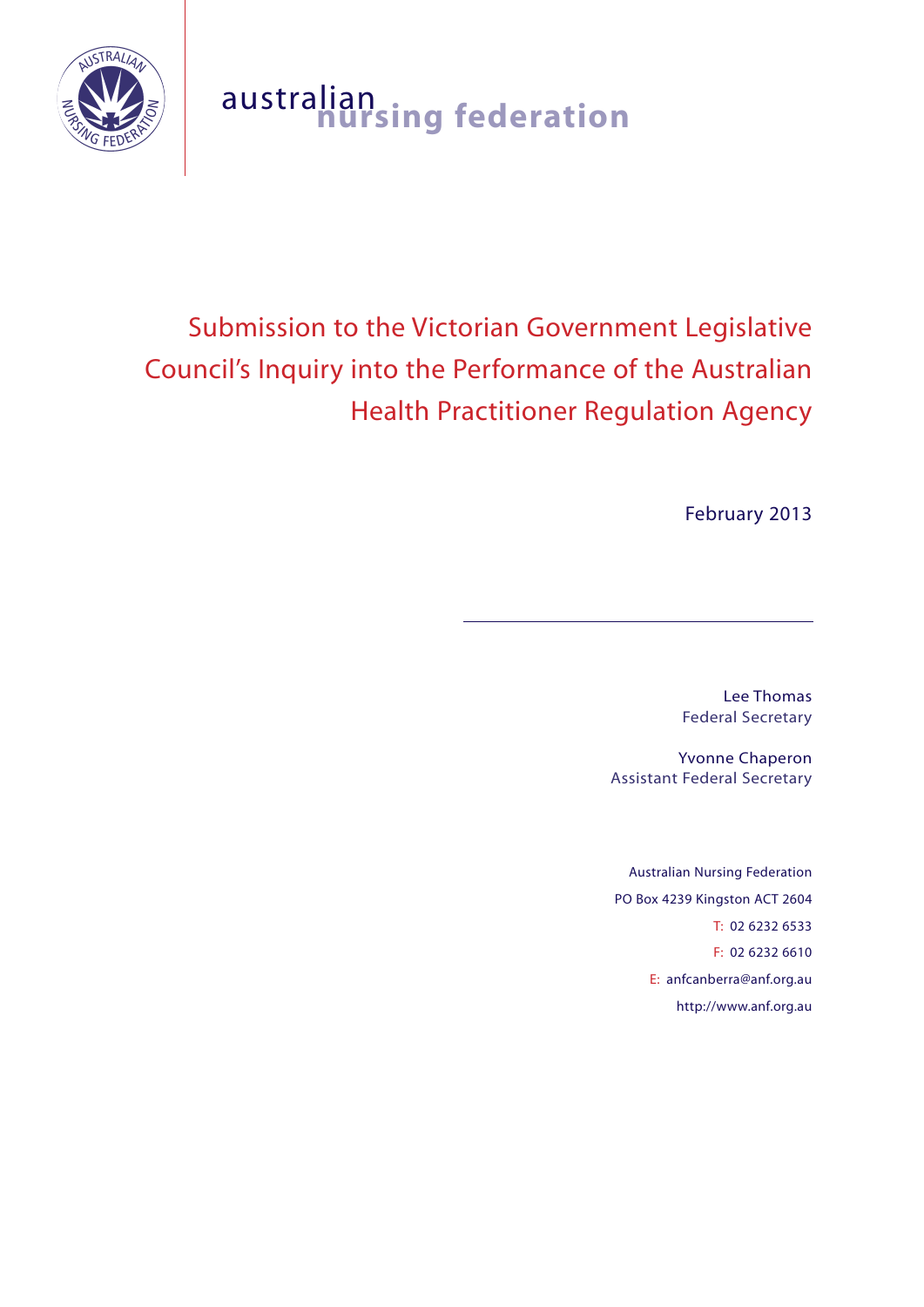australian nursing federation

# Submission to the Victorian Government Legislative Council's Inquiry into the Performance of the Australian Health Practitioner Regulation Agency

February 2013

---

Lee Thomas
Federal Secretary

Yvonne Chaperon
Assistant Federal Secretary

Australian Nursing Federation
PO Box 4239 Kingston ACT 2604
T: 02 6232 6533
F: 02 6232 6610
E: anfcanberra@anf.org.au
http://www.anf.org.au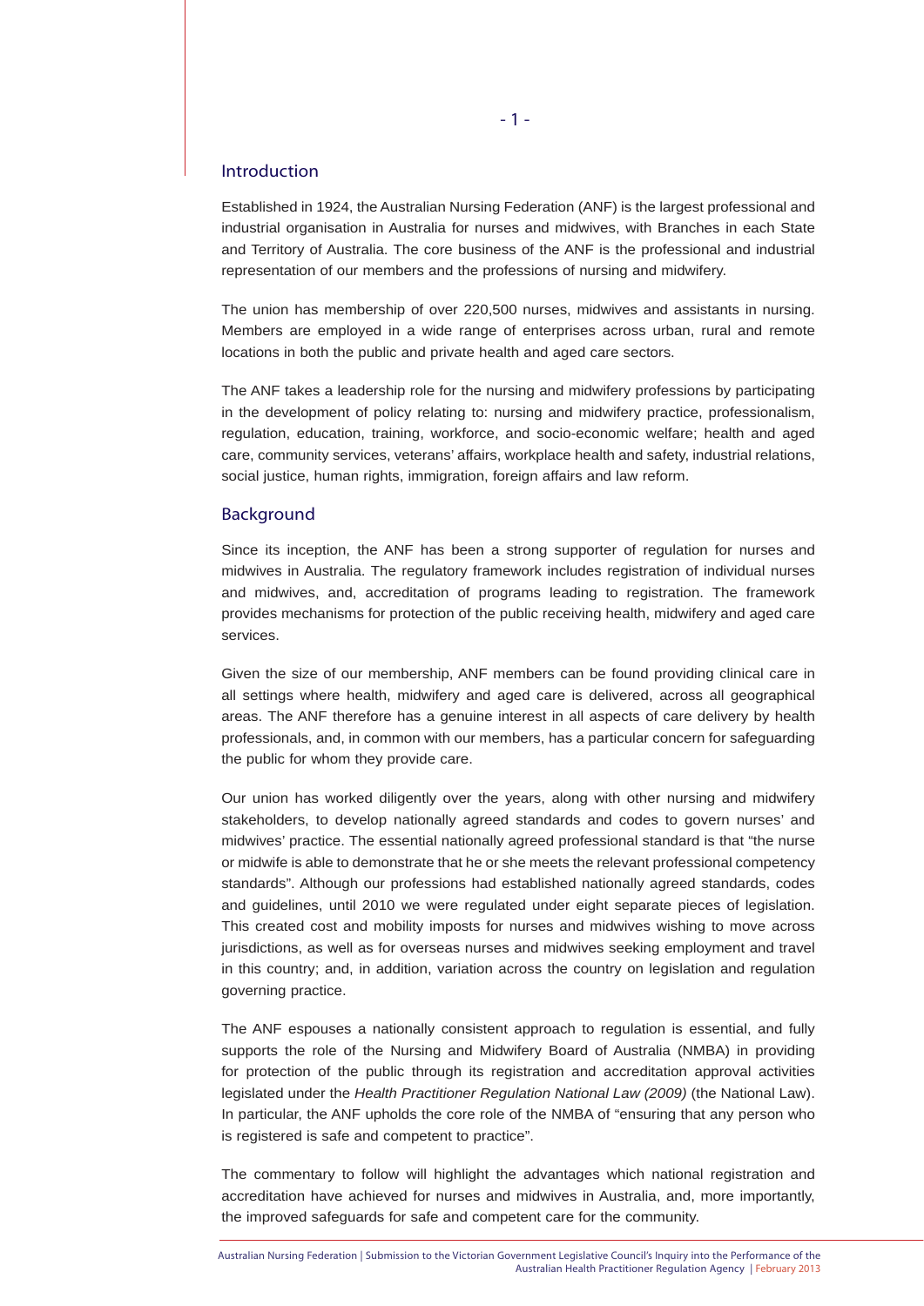## Introduction

Established in 1924, the Australian Nursing Federation (ANF) is the largest professional and industrial organisation in Australia for nurses and midwives, with Branches in each State and Territory of Australia. The core business of the ANF is the professional and industrial representation of our members and the professions of nursing and midwifery.

The union has membership of over 220,500 nurses, midwives and assistants in nursing. Members are employed in a wide range of enterprises across urban, rural and remote locations in both the public and private health and aged care sectors.

The ANF takes a leadership role for the nursing and midwifery professions by participating in the development of policy relating to: nursing and midwifery practice, professionalism, regulation, education, training, workforce, and socio-economic welfare; health and aged care, community services, veterans' affairs, workplace health and safety, industrial relations, social justice, human rights, immigration, foreign affairs and law reform.

## Background

Since its inception, the ANF has been a strong supporter of regulation for nurses and midwives in Australia. The regulatory framework includes registration of individual nurses and midwives, and, accreditation of programs leading to registration. The framework provides mechanisms for protection of the public receiving health, midwifery and aged care services.

Given the size of our membership, ANF members can be found providing clinical care in all settings where health, midwifery and aged care is delivered, across all geographical areas. The ANF therefore has a genuine interest in all aspects of care delivery by health professionals, and, in common with our members, has a particular concern for safeguarding the public for whom they provide care.

Our union has worked diligently over the years, along with other nursing and midwifery stakeholders, to develop nationally agreed standards and codes to govern nurses' and midwives' practice. The essential nationally agreed professional standard is that "the nurse or midwife is able to demonstrate that he or she meets the relevant professional competency standards". Although our professions had established nationally agreed standards, codes and guidelines, until 2010 we were regulated under eight separate pieces of legislation. This created cost and mobility imposts for nurses and midwives wishing to move across jurisdictions, as well as for overseas nurses and midwives seeking employment and travel in this country; and, in addition, variation across the country on legislation and regulation governing practice.

The ANF espouses a nationally consistent approach to regulation is essential, and fully supports the role of the Nursing and Midwifery Board of Australia (NMBA) in providing for protection of the public through its registration and accreditation approval activities legislated under the *Health Practitioner Regulation National Law (2009)* (the National Law). In particular, the ANF upholds the core role of the NMBA of "ensuring that any person who is registered is safe and competent to practice".

The commentary to follow will highlight the advantages which national registration and accreditation have achieved for nurses and midwives in Australia, and, more importantly, the improved safeguards for safe and competent care for the community.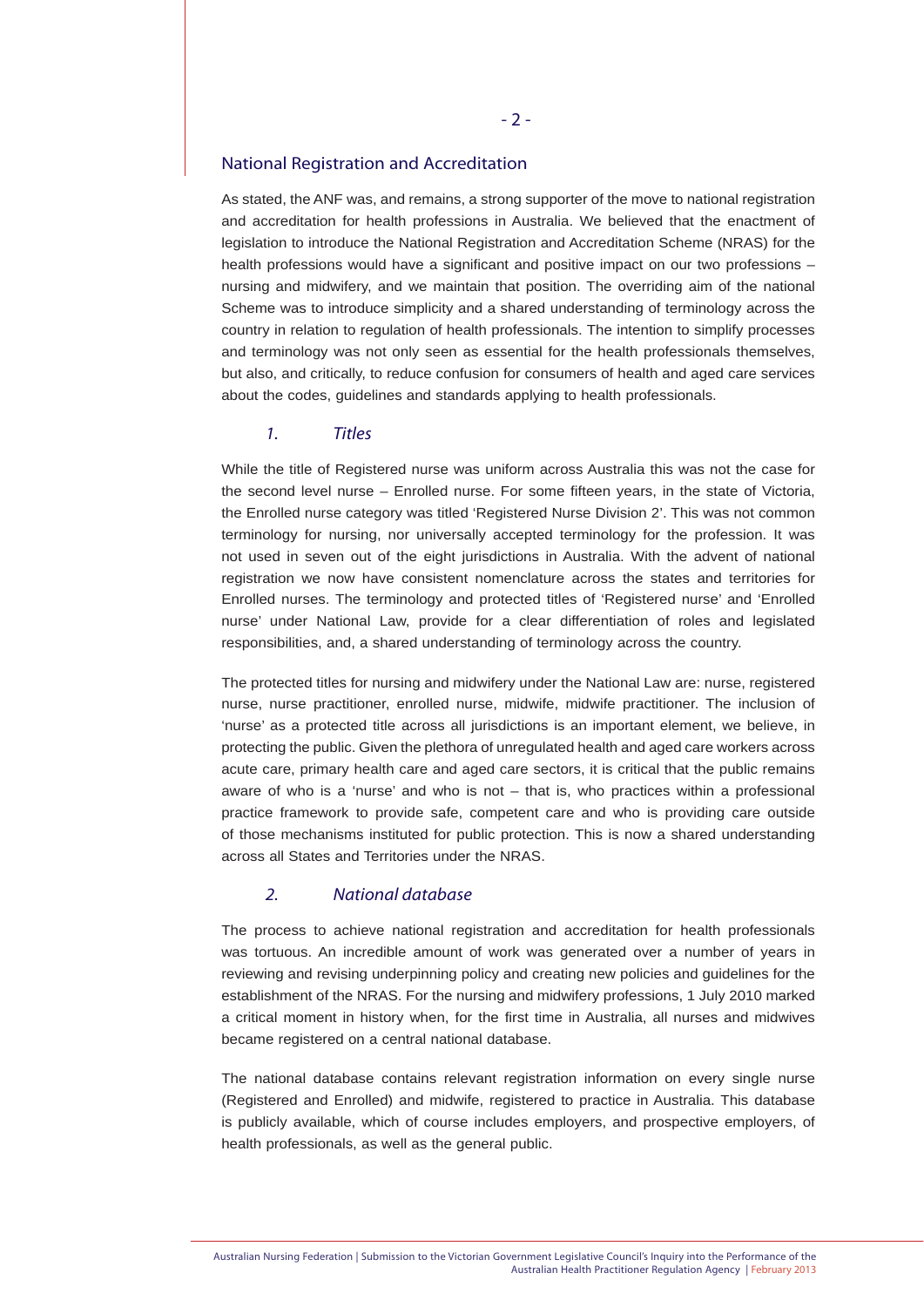## National Registration and Accreditation

As stated, the ANF was, and remains, a strong supporter of the move to national registration and accreditation for health professions in Australia. We believed that the enactment of legislation to introduce the National Registration and Accreditation Scheme (NRAS) for the health professions would have a significant and positive impact on our two professions – nursing and midwifery, and we maintain that position. The overriding aim of the national Scheme was to introduce simplicity and a shared understanding of terminology across the country in relation to regulation of health professionals. The intention to simplify processes and terminology was not only seen as essential for the health professionals themselves, but also, and critically, to reduce confusion for consumers of health and aged care services about the codes, guidelines and standards applying to health professionals.

### *1. Titles*

While the title of Registered nurse was uniform across Australia this was not the case for the second level nurse – Enrolled nurse. For some fifteen years, in the state of Victoria, the Enrolled nurse category was titled 'Registered Nurse Division 2'. This was not common terminology for nursing, nor universally accepted terminology for the profession. It was not used in seven out of the eight jurisdictions in Australia. With the advent of national registration we now have consistent nomenclature across the states and territories for Enrolled nurses. The terminology and protected titles of 'Registered nurse' and 'Enrolled nurse' under National Law, provide for a clear differentiation of roles and legislated responsibilities, and, a shared understanding of terminology across the country.

The protected titles for nursing and midwifery under the National Law are: nurse, registered nurse, nurse practitioner, enrolled nurse, midwife, midwife practitioner. The inclusion of 'nurse' as a protected title across all jurisdictions is an important element, we believe, in protecting the public. Given the plethora of unregulated health and aged care workers across acute care, primary health care and aged care sectors, it is critical that the public remains aware of who is a 'nurse' and who is not – that is, who practices within a professional practice framework to provide safe, competent care and who is providing care outside of those mechanisms instituted for public protection. This is now a shared understanding across all States and Territories under the NRAS.

### *2. National database*

The process to achieve national registration and accreditation for health professionals was tortuous. An incredible amount of work was generated over a number of years in reviewing and revising underpinning policy and creating new policies and guidelines for the establishment of the NRAS. For the nursing and midwifery professions, 1 July 2010 marked a critical moment in history when, for the first time in Australia, all nurses and midwives became registered on a central national database.

The national database contains relevant registration information on every single nurse (Registered and Enrolled) and midwife, registered to practice in Australia. This database is publicly available, which of course includes employers, and prospective employers, of health professionals, as well as the general public.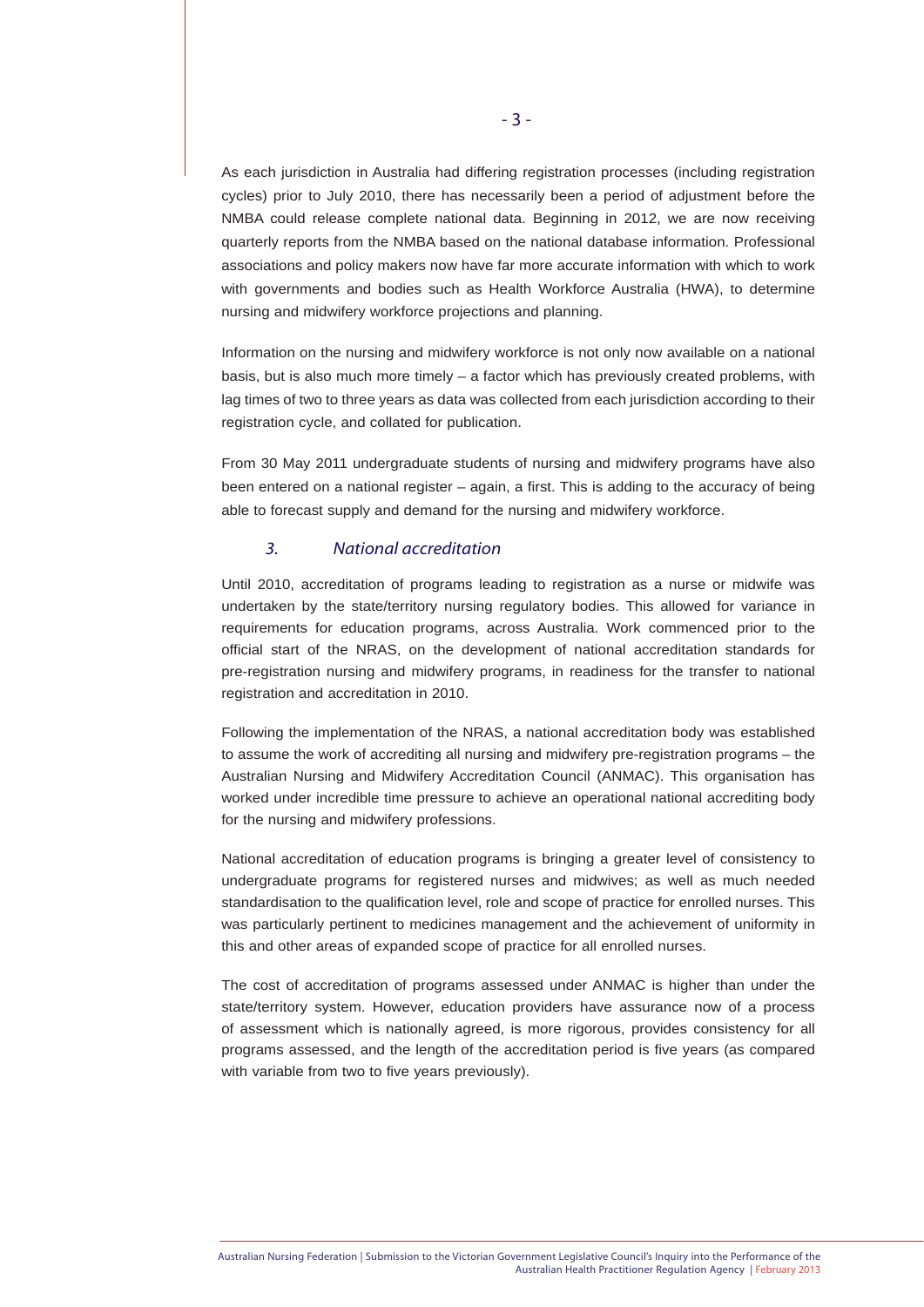As each jurisdiction in Australia had differing registration processes (including registration cycles) prior to July 2010, there has necessarily been a period of adjustment before the NMBA could release complete national data. Beginning in 2012, we are now receiving quarterly reports from the NMBA based on the national database information. Professional associations and policy makers now have far more accurate information with which to work with governments and bodies such as Health Workforce Australia (HWA), to determine nursing and midwifery workforce projections and planning.

Information on the nursing and midwifery workforce is not only now available on a national basis, but is also much more timely – a factor which has previously created problems, with lag times of two to three years as data was collected from each jurisdiction according to their registration cycle, and collated for publication.

From 30 May 2011 undergraduate students of nursing and midwifery programs have also been entered on a national register – again, a first. This is adding to the accuracy of being able to forecast supply and demand for the nursing and midwifery workforce.

### *3. National accreditation*

Until 2010, accreditation of programs leading to registration as a nurse or midwife was undertaken by the state/territory nursing regulatory bodies. This allowed for variance in requirements for education programs, across Australia. Work commenced prior to the official start of the NRAS, on the development of national accreditation standards for pre-registration nursing and midwifery programs, in readiness for the transfer to national registration and accreditation in 2010.

Following the implementation of the NRAS, a national accreditation body was established to assume the work of accrediting all nursing and midwifery pre-registration programs – the Australian Nursing and Midwifery Accreditation Council (ANMAC). This organisation has worked under incredible time pressure to achieve an operational national accrediting body for the nursing and midwifery professions.

National accreditation of education programs is bringing a greater level of consistency to undergraduate programs for registered nurses and midwives; as well as much needed standardisation to the qualification level, role and scope of practice for enrolled nurses. This was particularly pertinent to medicines management and the achievement of uniformity in this and other areas of expanded scope of practice for all enrolled nurses.

The cost of accreditation of programs assessed under ANMAC is higher than under the state/territory system. However, education providers have assurance now of a process of assessment which is nationally agreed, is more rigorous, provides consistency for all programs assessed, and the length of the accreditation period is five years (as compared with variable from two to five years previously).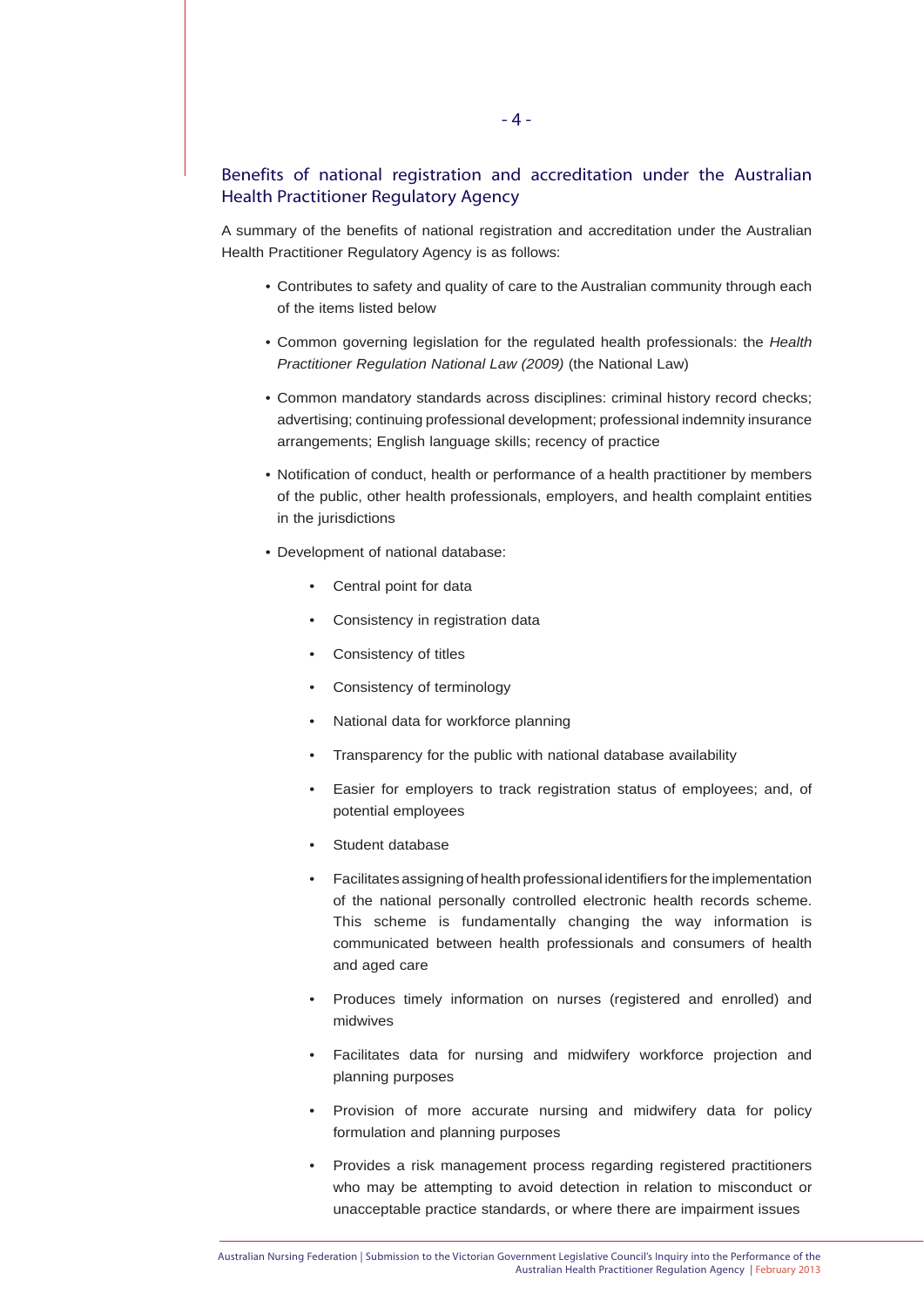## Benefits of national registration and accreditation under the Australian Health Practitioner Regulatory Agency

A summary of the benefits of national registration and accreditation under the Australian Health Practitioner Regulatory Agency is as follows:

- Contributes to safety and quality of care to the Australian community through each of the items listed below
- Common governing legislation for the regulated health professionals: the *Health Practitioner Regulation National Law (2009)* (the National Law)
- Common mandatory standards across disciplines: criminal history record checks; advertising; continuing professional development; professional indemnity insurance arrangements; English language skills; recency of practice
- Notification of conduct, health or performance of a health practitioner by members of the public, other health professionals, employers, and health complaint entities in the jurisdictions
- Development of national database:
    - Central point for data
    - Consistency in registration data
    - Consistency of titles
    - Consistency of terminology
    - National data for workforce planning
    - Transparency for the public with national database availability
    - Easier for employers to track registration status of employees; and, of potential employees
    - Student database
    - Facilitates assigning of health professional identifiers for the implementation of the national personally controlled electronic health records scheme. This scheme is fundamentally changing the way information is communicated between health professionals and consumers of health and aged care
    - Produces timely information on nurses (registered and enrolled) and midwives
    - Facilitates data for nursing and midwifery workforce projection and planning purposes
    - Provision of more accurate nursing and midwifery data for policy formulation and planning purposes
    - Provides a risk management process regarding registered practitioners who may be attempting to avoid detection in relation to misconduct or unacceptable practice standards, or where there are impairment issues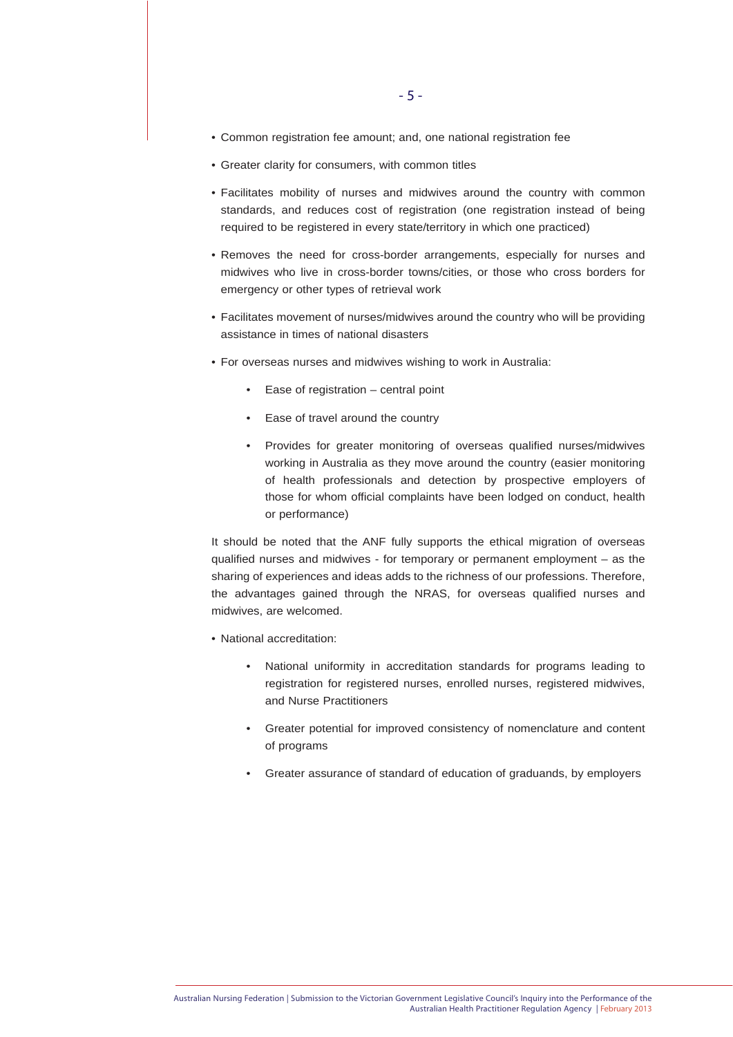- Common registration fee amount; and, one national registration fee
- Greater clarity for consumers, with common titles
- Facilitates mobility of nurses and midwives around the country with common standards, and reduces cost of registration (one registration instead of being required to be registered in every state/territory in which one practiced)
- Removes the need for cross-border arrangements, especially for nurses and midwives who live in cross-border towns/cities, or those who cross borders for emergency or other types of retrieval work
- Facilitates movement of nurses/midwives around the country who will be providing assistance in times of national disasters
- For overseas nurses and midwives wishing to work in Australia:
    - Ease of registration – central point
    - Ease of travel around the country
    - Provides for greater monitoring of overseas qualified nurses/midwives working in Australia as they move around the country (easier monitoring of health professionals and detection by prospective employers of those for whom official complaints have been lodged on conduct, health or performance)

It should be noted that the ANF fully supports the ethical migration of overseas qualified nurses and midwives - for temporary or permanent employment – as the sharing of experiences and ideas adds to the richness of our professions. Therefore, the advantages gained through the NRAS, for overseas qualified nurses and midwives, are welcomed.

- National accreditation:
    - National uniformity in accreditation standards for programs leading to registration for registered nurses, enrolled nurses, registered midwives, and Nurse Practitioners
    - Greater potential for improved consistency of nomenclature and content of programs
    - Greater assurance of standard of education of graduands, by employers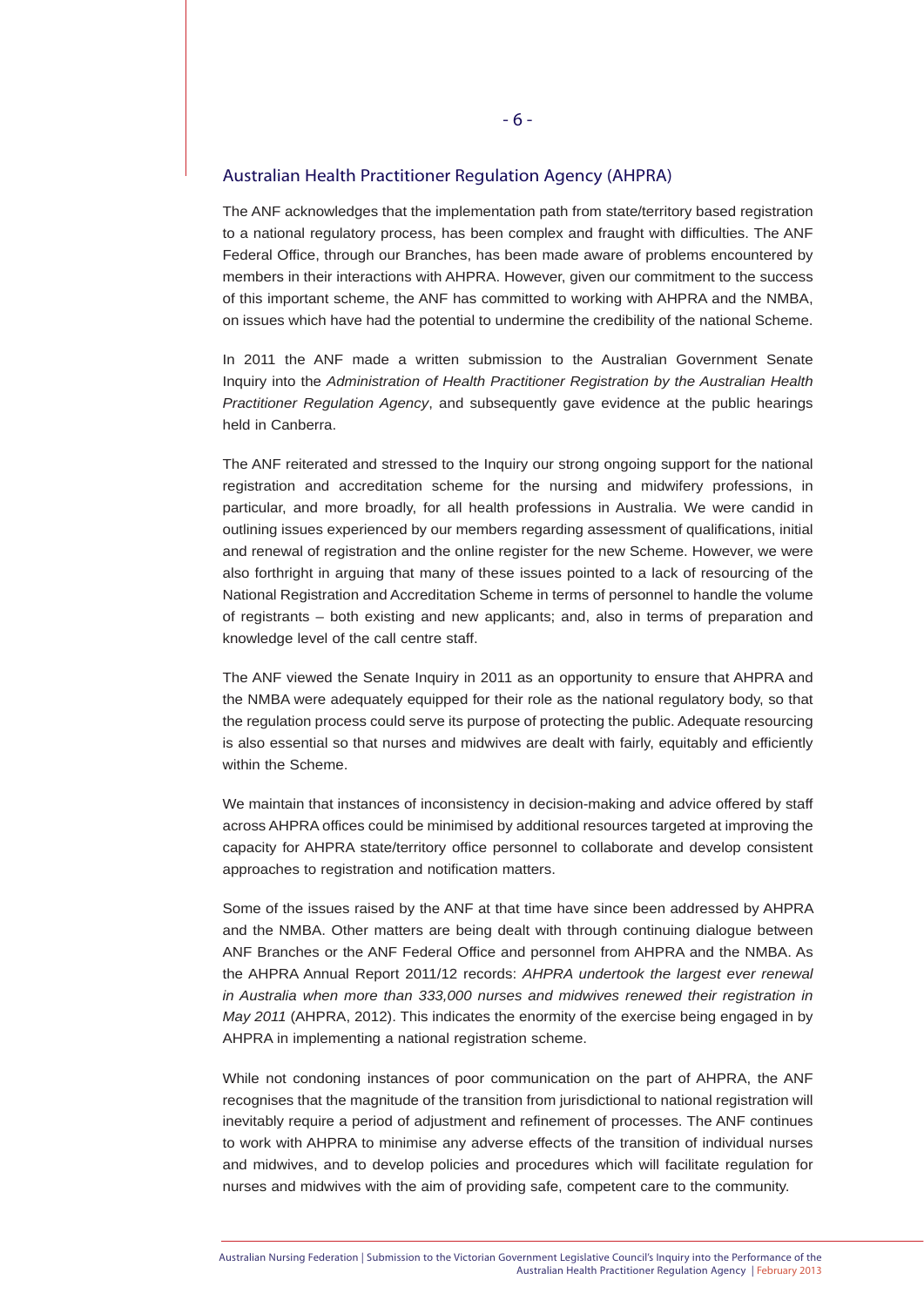## Australian Health Practitioner Regulation Agency (AHPRA)

The ANF acknowledges that the implementation path from state/territory based registration to a national regulatory process, has been complex and fraught with difficulties. The ANF Federal Office, through our Branches, has been made aware of problems encountered by members in their interactions with AHPRA. However, given our commitment to the success of this important scheme, the ANF has committed to working with AHPRA and the NMBA, on issues which have had the potential to undermine the credibility of the national Scheme.

In 2011 the ANF made a written submission to the Australian Government Senate Inquiry into the *Administration of Health Practitioner Registration by the Australian Health Practitioner Regulation Agency*, and subsequently gave evidence at the public hearings held in Canberra.

The ANF reiterated and stressed to the Inquiry our strong ongoing support for the national registration and accreditation scheme for the nursing and midwifery professions, in particular, and more broadly, for all health professions in Australia. We were candid in outlining issues experienced by our members regarding assessment of qualifications, initial and renewal of registration and the online register for the new Scheme. However, we were also forthright in arguing that many of these issues pointed to a lack of resourcing of the National Registration and Accreditation Scheme in terms of personnel to handle the volume of registrants – both existing and new applicants; and, also in terms of preparation and knowledge level of the call centre staff.

The ANF viewed the Senate Inquiry in 2011 as an opportunity to ensure that AHPRA and the NMBA were adequately equipped for their role as the national regulatory body, so that the regulation process could serve its purpose of protecting the public. Adequate resourcing is also essential so that nurses and midwives are dealt with fairly, equitably and efficiently within the Scheme.

We maintain that instances of inconsistency in decision-making and advice offered by staff across AHPRA offices could be minimised by additional resources targeted at improving the capacity for AHPRA state/territory office personnel to collaborate and develop consistent approaches to registration and notification matters.

Some of the issues raised by the ANF at that time have since been addressed by AHPRA and the NMBA. Other matters are being dealt with through continuing dialogue between ANF Branches or the ANF Federal Office and personnel from AHPRA and the NMBA. As the AHPRA Annual Report 2011/12 records: *AHPRA undertook the largest ever renewal in Australia when more than 333,000 nurses and midwives renewed their registration in May 2011* (AHPRA, 2012). This indicates the enormity of the exercise being engaged in by AHPRA in implementing a national registration scheme.

While not condoning instances of poor communication on the part of AHPRA, the ANF recognises that the magnitude of the transition from jurisdictional to national registration will inevitably require a period of adjustment and refinement of processes. The ANF continues to work with AHPRA to minimise any adverse effects of the transition of individual nurses and midwives, and to develop policies and procedures which will facilitate regulation for nurses and midwives with the aim of providing safe, competent care to the community.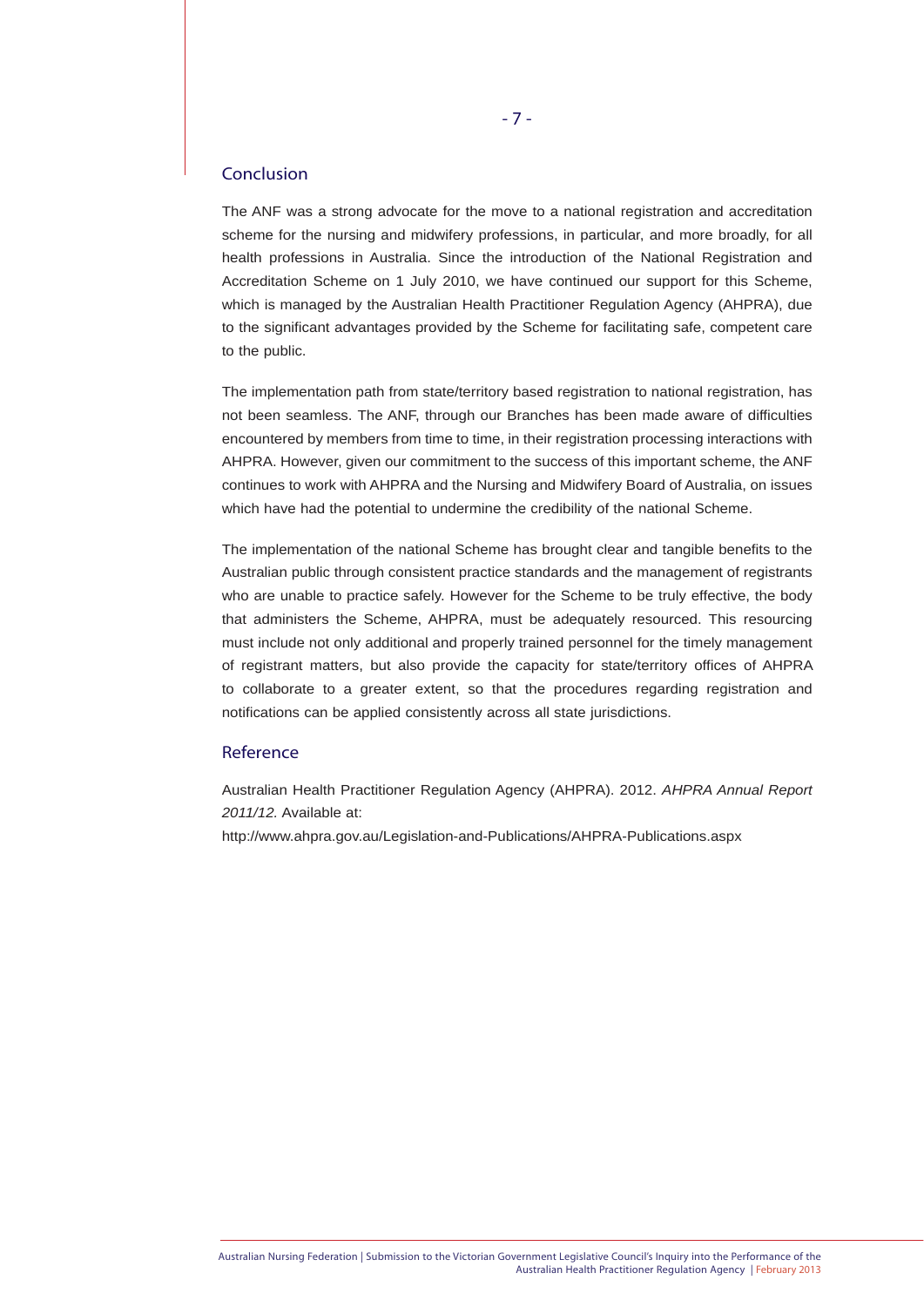## Conclusion

The ANF was a strong advocate for the move to a national registration and accreditation scheme for the nursing and midwifery professions, in particular, and more broadly, for all health professions in Australia. Since the introduction of the National Registration and Accreditation Scheme on 1 July 2010, we have continued our support for this Scheme, which is managed by the Australian Health Practitioner Regulation Agency (AHPRA), due to the significant advantages provided by the Scheme for facilitating safe, competent care to the public.

The implementation path from state/territory based registration to national registration, has not been seamless. The ANF, through our Branches has been made aware of difficulties encountered by members from time to time, in their registration processing interactions with AHPRA. However, given our commitment to the success of this important scheme, the ANF continues to work with AHPRA and the Nursing and Midwifery Board of Australia, on issues which have had the potential to undermine the credibility of the national Scheme.

The implementation of the national Scheme has brought clear and tangible benefits to the Australian public through consistent practice standards and the management of registrants who are unable to practice safely. However for the Scheme to be truly effective, the body that administers the Scheme, AHPRA, must be adequately resourced. This resourcing must include not only additional and properly trained personnel for the timely management of registrant matters, but also provide the capacity for state/territory offices of AHPRA to collaborate to a greater extent, so that the procedures regarding registration and notifications can be applied consistently across all state jurisdictions.

## Reference

Australian Health Practitioner Regulation Agency (AHPRA). 2012. *AHPRA Annual Report 2011/12.* Available at:

http://www.ahpra.gov.au/Legislation-and-Publications/AHPRA-Publications.aspx